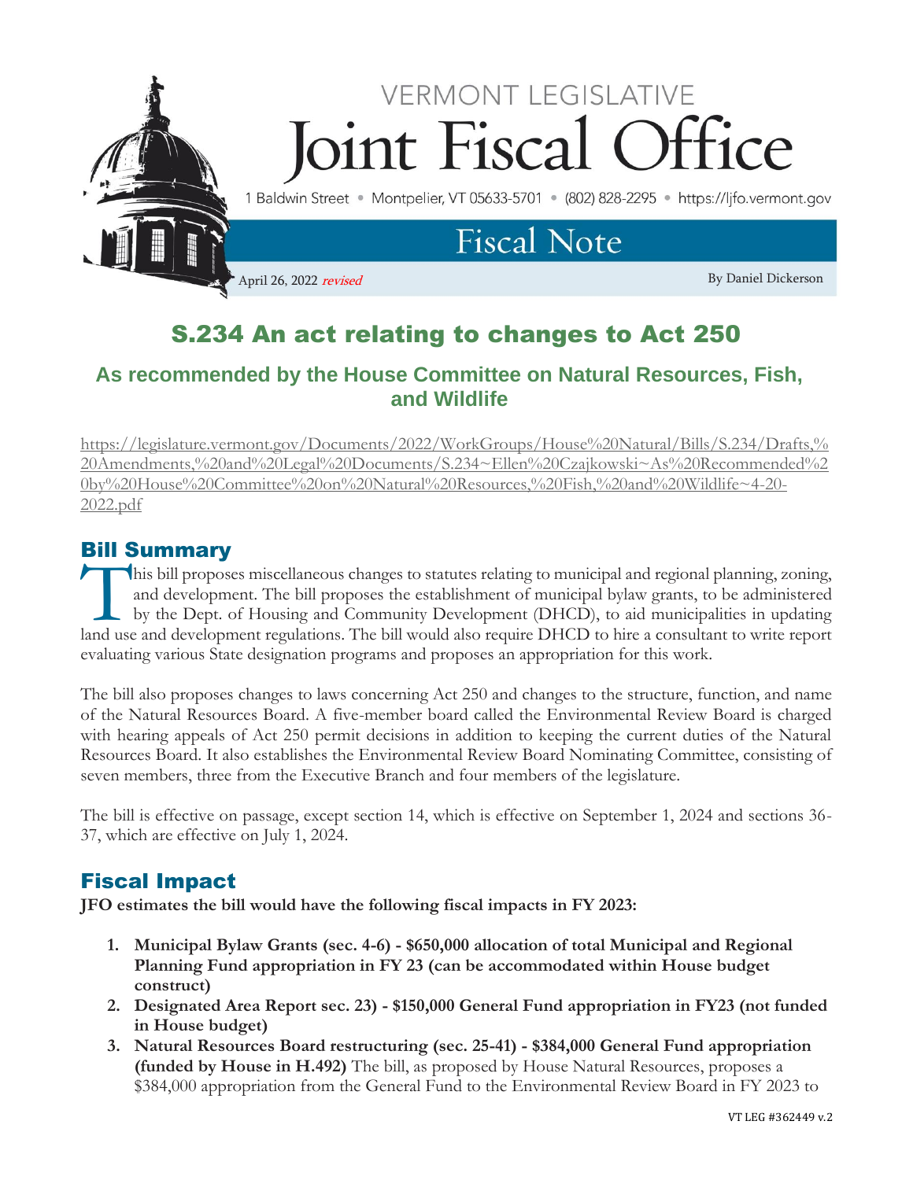VERMONT LEGISLATIVE

# Joint Fiscal Office

1 Baldwin Street • Montpelier, VT 05633-5701 • (802) 828-2295 • https://ljfo.vermont.gov

## Fiscal Note

April 26, 2022 *revised*

By Daniel Dickerson

# S.234 An act relating to changes to Act 250

## As recommended by the House Committee on Natural Resources, Fish, and Wildlife

https://legislature.vermont.gov/Documents/2022/WorkGroups/House%20Natural/Bills/S.234/Drafts,%20Amendments,%20and%20Legal%20Documents/S.234~Ellen%20Czajkowski~As%20Recommended%20by%20House%20Committee%20on%20Natural%20Resources,%20Fish,%20and%20Wildlife~4-20-2022.pdf

## Bill Summary

This bill proposes miscellaneous changes to statutes relating to municipal and regional planning, zoning, and development. The bill proposes the establishment of municipal bylaw grants, to be administered by the Dept. of Housing and Community Development (DHCD), to aid municipalities in updating land use and development regulations. The bill would also require DHCD to hire a consultant to write report evaluating various State designation programs and proposes an appropriation for this work.

The bill also proposes changes to laws concerning Act 250 and changes to the structure, function, and name of the Natural Resources Board. A five-member board called the Environmental Review Board is charged with hearing appeals of Act 250 permit decisions in addition to keeping the current duties of the Natural Resources Board. It also establishes the Environmental Review Board Nominating Committee, consisting of seven members, three from the Executive Branch and four members of the legislature.

The bill is effective on passage, except section 14, which is effective on September 1, 2024 and sections 36-37, which are effective on July 1, 2024.

## Fiscal Impact

**JFO estimates the bill would have the following fiscal impacts in FY 2023:**

1. **Municipal Bylaw Grants (sec. 4-6) - $650,000 allocation of total Municipal and Regional Planning Fund appropriation in FY 23 (can be accommodated within House budget construct)**
2. **Designated Area Report sec. 23) - $150,000 General Fund appropriation in FY23 (not funded in House budget)**
3. **Natural Resources Board restructuring (sec. 25-41) - $384,000 General Fund appropriation (funded by House in H.492)** The bill, as proposed by House Natural Resources, proposes a $384,000 appropriation from the General Fund to the Environmental Review Board in FY 2023 to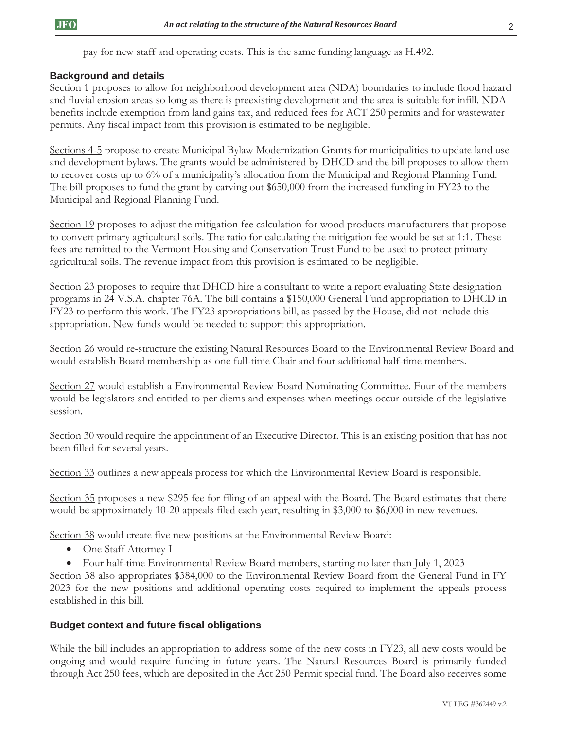pay for new staff and operating costs. This is the same funding language as H.492.

## Background and details

Section 1 proposes to allow for neighborhood development area (NDA) boundaries to include flood hazard and fluvial erosion areas so long as there is preexisting development and the area is suitable for infill. NDA benefits include exemption from land gains tax, and reduced fees for ACT 250 permits and for wastewater permits. Any fiscal impact from this provision is estimated to be negligible.

Sections 4-5 propose to create Municipal Bylaw Modernization Grants for municipalities to update land use and development bylaws. The grants would be administered by DHCD and the bill proposes to allow them to recover costs up to 6% of a municipality's allocation from the Municipal and Regional Planning Fund. The bill proposes to fund the grant by carving out $650,000 from the increased funding in FY23 to the Municipal and Regional Planning Fund.

Section 19 proposes to adjust the mitigation fee calculation for wood products manufacturers that propose to convert primary agricultural soils. The ratio for calculating the mitigation fee would be set at 1:1. These fees are remitted to the Vermont Housing and Conservation Trust Fund to be used to protect primary agricultural soils. The revenue impact from this provision is estimated to be negligible.

Section 23 proposes to require that DHCD hire a consultant to write a report evaluating State designation programs in 24 V.S.A. chapter 76A. The bill contains a $150,000 General Fund appropriation to DHCD in FY23 to perform this work. The FY23 appropriations bill, as passed by the House, did not include this appropriation. New funds would be needed to support this appropriation.

Section 26 would re-structure the existing Natural Resources Board to the Environmental Review Board and would establish Board membership as one full-time Chair and four additional half-time members.

Section 27 would establish a Environmental Review Board Nominating Committee. Four of the members would be legislators and entitled to per diems and expenses when meetings occur outside of the legislative session.

Section 30 would require the appointment of an Executive Director. This is an existing position that has not been filled for several years.

Section 33 outlines a new appeals process for which the Environmental Review Board is responsible.

Section 35 proposes a new $295 fee for filing of an appeal with the Board. The Board estimates that there would be approximately 10-20 appeals filed each year, resulting in $3,000 to $6,000 in new revenues.

Section 38 would create five new positions at the Environmental Review Board:

- One Staff Attorney I
- Four half-time Environmental Review Board members, starting no later than July 1, 2023

Section 38 also appropriates $384,000 to the Environmental Review Board from the General Fund in FY 2023 for the new positions and additional operating costs required to implement the appeals process established in this bill.

## Budget context and future fiscal obligations

While the bill includes an appropriation to address some of the new costs in FY23, all new costs would be ongoing and would require funding in future years. The Natural Resources Board is primarily funded through Act 250 fees, which are deposited in the Act 250 Permit special fund. The Board also receives some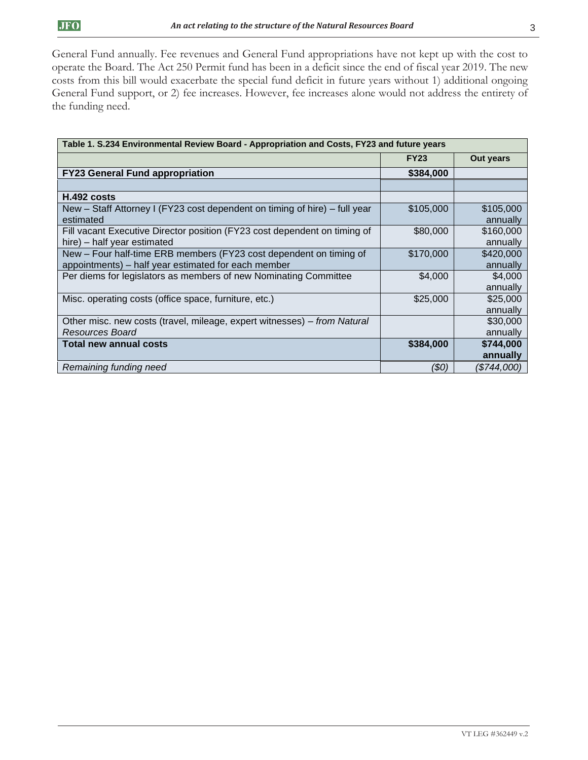General Fund annually. Fee revenues and General Fund appropriations have not kept up with the cost to operate the Board. The Act 250 Permit fund has been in a deficit since the end of fiscal year 2019. The new costs from this bill would exacerbate the special fund deficit in future years without 1) additional ongoing General Fund support, or 2) fee increases. However, fee increases alone would not address the entirety of the funding need.

| Table 1. S.234 Environmental Review Board - Appropriation and Costs, FY23 and future years | | |
|---|---|---|
| | **FY23** | **Out years** |
| **FY23 General Fund appropriation** | **$384,000** | |
| | | |
| **H.492 costs** | | |
| New – Staff Attorney I (FY23 cost dependent on timing of hire) – full year estimated | $105,000 | $105,000 annually |
| Fill vacant Executive Director position (FY23 cost dependent on timing of hire) – half year estimated | $80,000 | $160,000 annually |
| New – Four half-time ERB members (FY23 cost dependent on timing of appointments) – half year estimated for each member | $170,000 | $420,000 annually |
| Per diems for legislators as members of new Nominating Committee | $4,000 | $4,000 annually |
| Misc. operating costs (office space, furniture, etc.) | $25,000 | $25,000 annually |
| Other misc. new costs (travel, mileage, expert witnesses) – *from Natural Resources Board* | | $30,000 annually |
| **Total new annual costs** | **$384,000** | **$744,000 annually** |
| *Remaining funding need* | *($0)* | *($744,000)* |